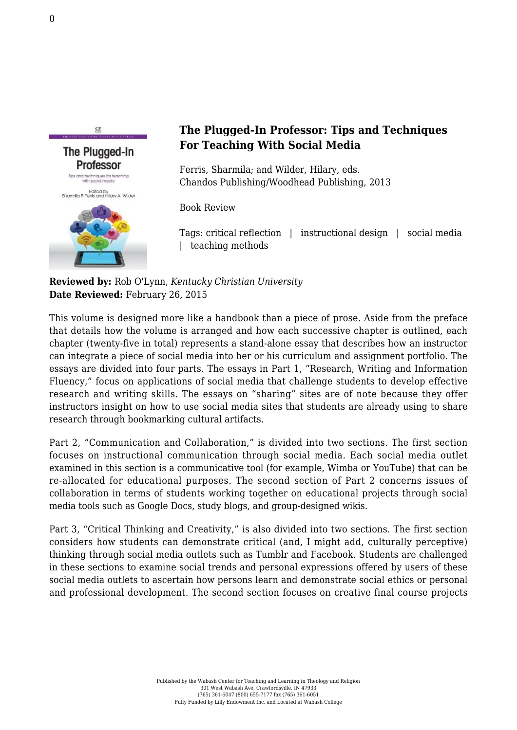# The Plugged-In Professor: Tips and Techniques For Teaching With Social Media

Ferris, Sharmila; and Wilder, Hilary, eds.
Chandos Publishing/Woodhead Publishing, 2013

Book Review

Tags: critical reflection | instructional design | social media | teaching methods

**Reviewed by:** Rob O'Lynn, *Kentucky Christian University*
**Date Reviewed:** February 26, 2015

This volume is designed more like a handbook than a piece of prose. Aside from the preface that details how the volume is arranged and how each successive chapter is outlined, each chapter (twenty-five in total) represents a stand-alone essay that describes how an instructor can integrate a piece of social media into her or his curriculum and assignment portfolio. The essays are divided into four parts. The essays in Part 1, "Research, Writing and Information Fluency," focus on applications of social media that challenge students to develop effective research and writing skills. The essays on "sharing" sites are of note because they offer instructors insight on how to use social media sites that students are already using to share research through bookmarking cultural artifacts.

Part 2, "Communication and Collaboration," is divided into two sections. The first section focuses on instructional communication through social media. Each social media outlet examined in this section is a communicative tool (for example, Wimba or YouTube) that can be re-allocated for educational purposes. The second section of Part 2 concerns issues of collaboration in terms of students working together on educational projects through social media tools such as Google Docs, study blogs, and group-designed wikis.

Part 3, "Critical Thinking and Creativity," is also divided into two sections. The first section considers how students can demonstrate critical (and, I might add, culturally perceptive) thinking through social media outlets such as Tumblr and Facebook. Students are challenged in these sections to examine social trends and personal expressions offered by users of these social media outlets to ascertain how persons learn and demonstrate social ethics or personal and professional development. The second section focuses on creative final course projects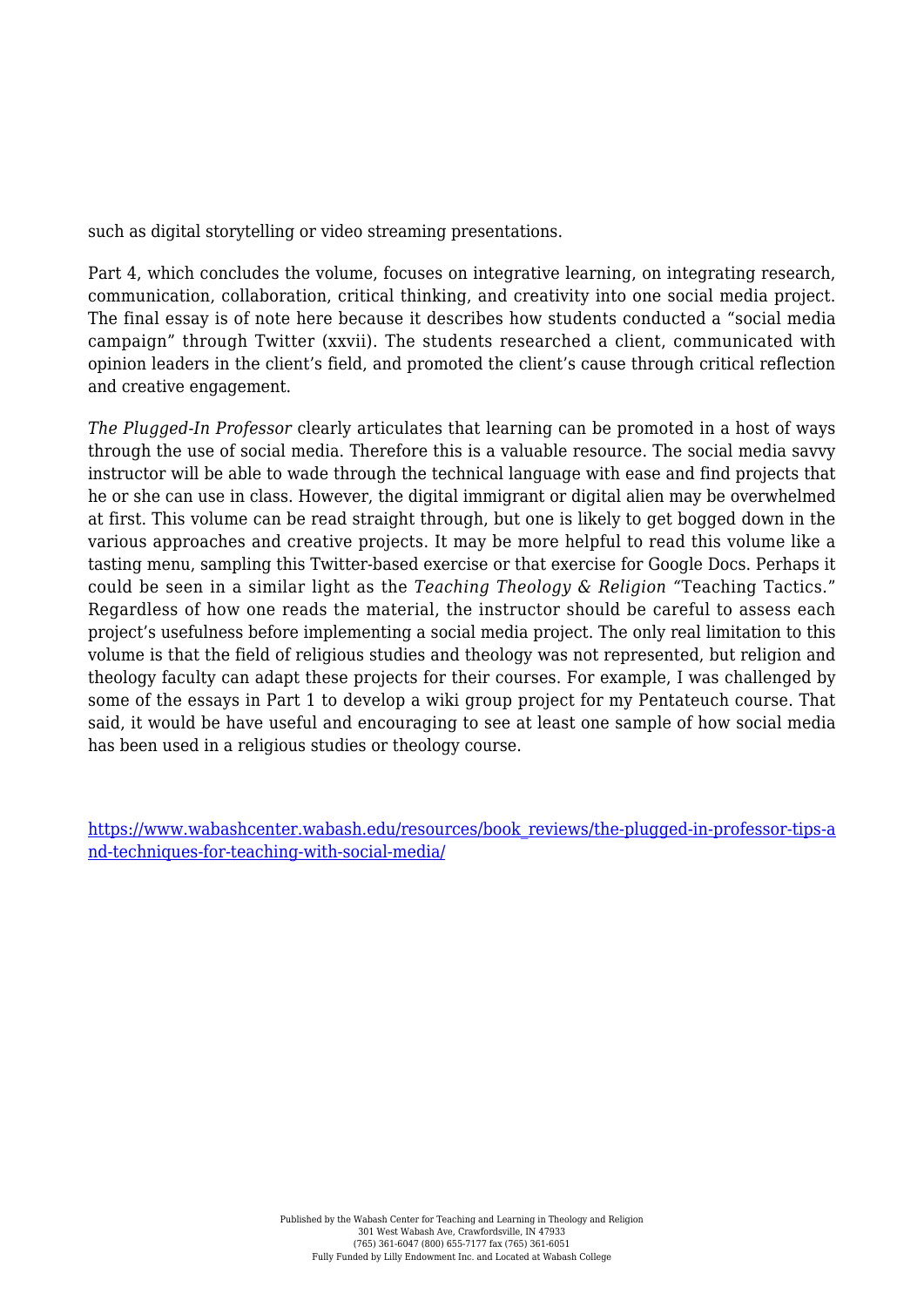such as digital storytelling or video streaming presentations.

Part 4, which concludes the volume, focuses on integrative learning, on integrating research, communication, collaboration, critical thinking, and creativity into one social media project. The final essay is of note here because it describes how students conducted a "social media campaign" through Twitter (xxvii). The students researched a client, communicated with opinion leaders in the client's field, and promoted the client's cause through critical reflection and creative engagement.

*The Plugged-In Professor* clearly articulates that learning can be promoted in a host of ways through the use of social media. Therefore this is a valuable resource. The social media savvy instructor will be able to wade through the technical language with ease and find projects that he or she can use in class. However, the digital immigrant or digital alien may be overwhelmed at first. This volume can be read straight through, but one is likely to get bogged down in the various approaches and creative projects. It may be more helpful to read this volume like a tasting menu, sampling this Twitter-based exercise or that exercise for Google Docs. Perhaps it could be seen in a similar light as the *Teaching Theology & Religion* "Teaching Tactics." Regardless of how one reads the material, the instructor should be careful to assess each project's usefulness before implementing a social media project. The only real limitation to this volume is that the field of religious studies and theology was not represented, but religion and theology faculty can adapt these projects for their courses. For example, I was challenged by some of the essays in Part 1 to develop a wiki group project for my Pentateuch course. That said, it would be have useful and encouraging to see at least one sample of how social media has been used in a religious studies or theology course.

[https://www.wabashcenter.wabash.edu/resources/book_reviews/the-plugged-in-professor-tips-and-techniques-for-teaching-with-social-media/](https://www.wabashcenter.wabash.edu/resources/book_reviews/the-plugged-in-professor-tips-and-techniques-for-teaching-with-social-media/)

Published by the Wabash Center for Teaching and Learning in Theology and Religion
301 West Wabash Ave, Crawfordsville, IN 47933
(765) 361-6047 (800) 655-7177 fax (765) 361-6051
Fully Funded by Lilly Endowment Inc. and Located at Wabash College